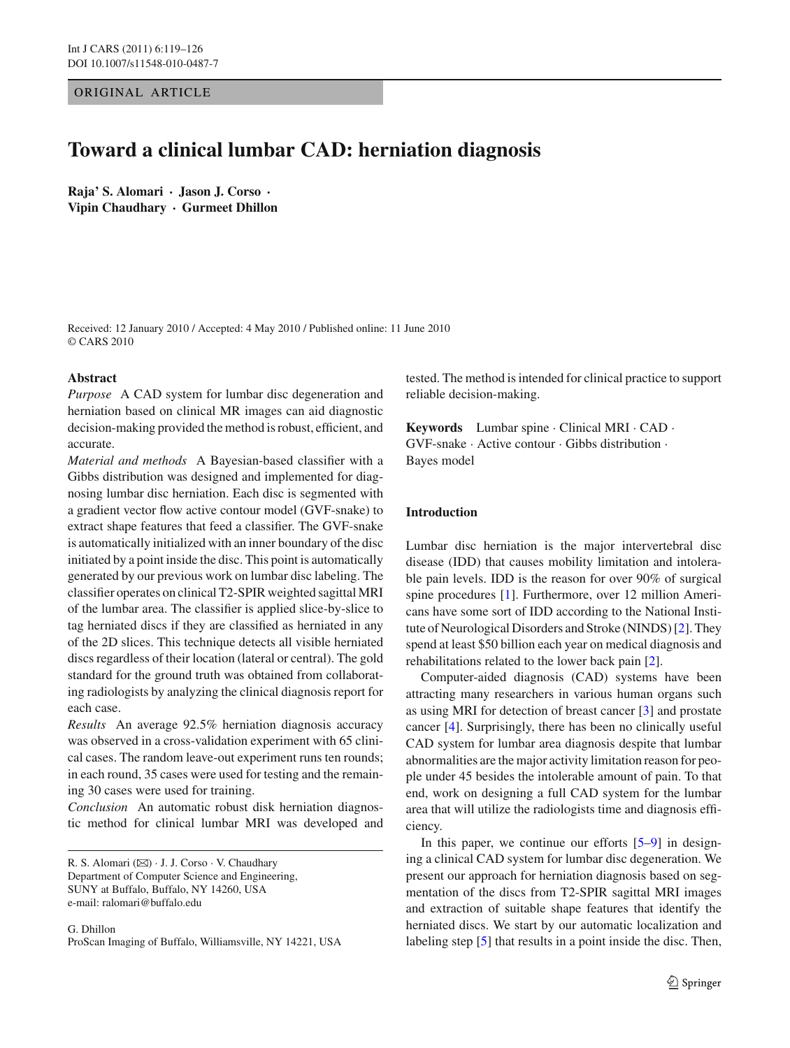ORIGINAL ARTICLE

# Toward a clinical lumbar CAD: herniation diagnosis

**Raja' S. Alomari · Jason J. Corso · Vipin Chaudhary · Gurmeet Dhillon**

Received: 12 January 2010 / Accepted: 4 May 2010 / Published online: 11 June 2010
© CARS 2010

**Abstract**

*Purpose* A CAD system for lumbar disc degeneration and herniation based on clinical MR images can aid diagnostic decision-making provided the method is robust, efficient, and accurate.

*Material and methods* A Bayesian-based classifier with a Gibbs distribution was designed and implemented for diagnosing lumbar disc herniation. Each disc is segmented with a gradient vector flow active contour model (GVF-snake) to extract shape features that feed a classifier. The GVF-snake is automatically initialized with an inner boundary of the disc initiated by a point inside the disc. This point is automatically generated by our previous work on lumbar disc labeling. The classifier operates on clinical T2-SPIR weighted sagittal MRI of the lumbar area. The classifier is applied slice-by-slice to tag herniated discs if they are classified as herniated in any of the 2D slices. This technique detects all visible herniated discs regardless of their location (lateral or central). The gold standard for the ground truth was obtained from collaborating radiologists by analyzing the clinical diagnosis report for each case.

*Results* An average 92.5% herniation diagnosis accuracy was observed in a cross-validation experiment with 65 clinical cases. The random leave-out experiment runs ten rounds; in each round, 35 cases were used for testing and the remaining 30 cases were used for training.

*Conclusion* An automatic robust disk herniation diagnostic method for clinical lumbar MRI was developed and tested. The method is intended for clinical practice to support reliable decision-making.

**Keywords** Lumbar spine · Clinical MRI · CAD · GVF-snake · Active contour · Gibbs distribution · Bayes model

R. S. Alomari (✉) · J. J. Corso · V. Chaudhary
Department of Computer Science and Engineering, SUNY at Buffalo, Buffalo, NY 14260, USA
e-mail: ralomari@buffalo.edu

G. Dhillon
ProScan Imaging of Buffalo, Williamsville, NY 14221, USA

## Introduction

Lumbar disc herniation is the major intervertebral disc disease (IDD) that causes mobility limitation and intolerable pain levels. IDD is the reason for over 90% of surgical spine procedures [1]. Furthermore, over 12 million Americans have some sort of IDD according to the National Institute of Neurological Disorders and Stroke (NINDS) [2]. They spend at least $50 billion each year on medical diagnosis and rehabilitations related to the lower back pain [2].

Computer-aided diagnosis (CAD) systems have been attracting many researchers in various human organs such as using MRI for detection of breast cancer [3] and prostate cancer [4]. Surprisingly, there has been no clinically useful CAD system for lumbar area diagnosis despite that lumbar abnormalities are the major activity limitation reason for people under 45 besides the intolerable amount of pain. To that end, work on designing a full CAD system for the lumbar area that will utilize the radiologists time and diagnosis efficiency.

In this paper, we continue our efforts [5–9] in designing a clinical CAD system for lumbar disc degeneration. We present our approach for herniation diagnosis based on segmentation of the discs from T2-SPIR sagittal MRI images and extraction of suitable shape features that identify the herniated discs. We start by our automatic localization and labeling step [5] that results in a point inside the disc. Then,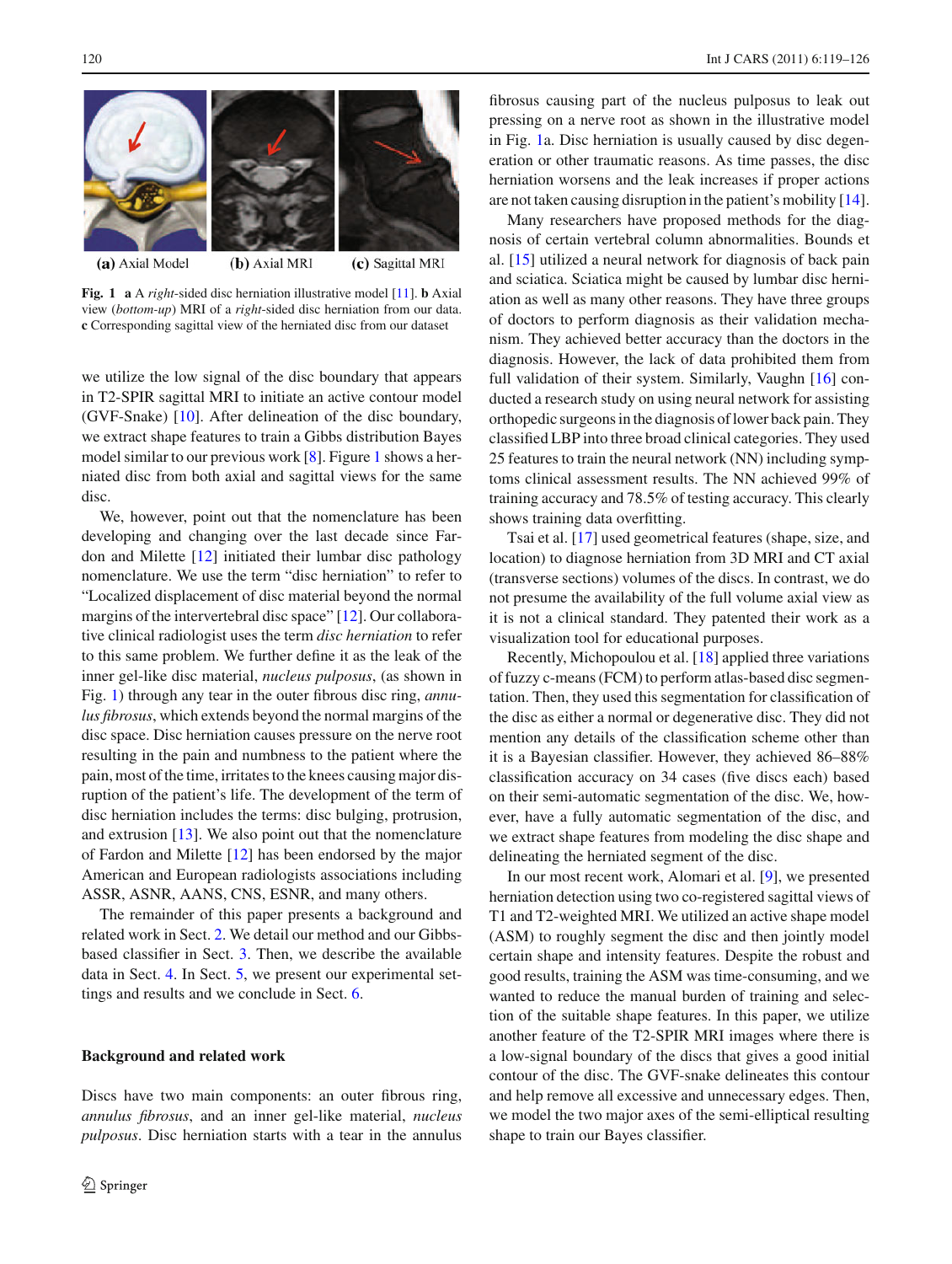(a) Axial Model (b) Axial MRI (c) Sagittal MRI

**Fig. 1** **a** A *right*-sided disc herniation illustrative model [11]. **b** Axial view (*bottom-up*) MRI of a *right*-sided disc herniation from our data. **c** Corresponding sagittal view of the herniated disc from our dataset

we utilize the low signal of the disc boundary that appears in T2-SPIR sagittal MRI to initiate an active contour model (GVF-Snake) [10]. After delineation of the disc boundary, we extract shape features to train a Gibbs distribution Bayes model similar to our previous work [8]. Figure 1 shows a herniated disc from both axial and sagittal views for the same disc.

We, however, point out that the nomenclature has been developing and changing over the last decade since Fardon and Milette [12] initiated their lumbar disc pathology nomenclature. We use the term "disc herniation" to refer to "Localized displacement of disc material beyond the normal margins of the intervertebral disc space" [12]. Our collaborative clinical radiologist uses the term *disc herniation* to refer to this same problem. We further define it as the leak of the inner gel-like disc material, *nucleus pulposus*, (as shown in Fig. 1) through any tear in the outer fibrous disc ring, *annulus fibrosus*, which extends beyond the normal margins of the disc space. Disc herniation causes pressure on the nerve root resulting in the pain and numbness to the patient where the pain, most of the time, irritates to the knees causing major disruption of the patient's life. The development of the term of disc herniation includes the terms: disc bulging, protrusion, and extrusion [13]. We also point out that the nomenclature of Fardon and Milette [12] has been endorsed by the major American and European radiologists associations including ASSR, ASNR, AANS, CNS, ESNR, and many others.

The remainder of this paper presents a background and related work in Sect. 2. We detail our method and our Gibbs-based classifier in Sect. 3. Then, we describe the available data in Sect. 4. In Sect. 5, we present our experimental settings and results and we conclude in Sect. 6.

## Background and related work

Discs have two main components: an outer fibrous ring, *annulus fibrosus*, and an inner gel-like material, *nucleus pulposus*. Disc herniation starts with a tear in the annulus fibrosus causing part of the nucleus pulposus to leak out pressing on a nerve root as shown in the illustrative model in Fig. 1a. Disc herniation is usually caused by disc degeneration or other traumatic reasons. As time passes, the disc herniation worsens and the leak increases if proper actions are not taken causing disruption in the patient's mobility [14].

Many researchers have proposed methods for the diagnosis of certain vertebral column abnormalities. Bounds et al. [15] utilized a neural network for diagnosis of back pain and sciatica. Sciatica might be caused by lumbar disc herniation as well as many other reasons. They have three groups of doctors to perform diagnosis as their validation mechanism. They achieved better accuracy than the doctors in the diagnosis. However, the lack of data prohibited them from full validation of their system. Similarly, Vaughn [16] conducted a research study on using neural network for assisting orthopedic surgeons in the diagnosis of lower back pain. They classified LBP into three broad clinical categories. They used 25 features to train the neural network (NN) including symptoms clinical assessment results. The NN achieved 99% of training accuracy and 78.5% of testing accuracy. This clearly shows training data overfitting.

Tsai et al. [17] used geometrical features (shape, size, and location) to diagnose herniation from 3D MRI and CT axial (transverse sections) volumes of the discs. In contrast, we do not presume the availability of the full volume axial view as it is not a clinical standard. They patented their work as a visualization tool for educational purposes.

Recently, Michopoulou et al. [18] applied three variations of fuzzy c-means (FCM) to perform atlas-based disc segmentation. Then, they used this segmentation for classification of the disc as either a normal or degenerative disc. They did not mention any details of the classification scheme other than it is a Bayesian classifier. However, they achieved 86–88% classification accuracy on 34 cases (five discs each) based on their semi-automatic segmentation of the disc. We, however, have a fully automatic segmentation of the disc, and we extract shape features from modeling the disc shape and delineating the herniated segment of the disc.

In our most recent work, Alomari et al. [9], we presented herniation detection using two co-registered sagittal views of T1 and T2-weighted MRI. We utilized an active shape model (ASM) to roughly segment the disc and then jointly model certain shape and intensity features. Despite the robust and good results, training the ASM was time-consuming, and we wanted to reduce the manual burden of training and selection of the suitable shape features. In this paper, we utilize another feature of the T2-SPIR MRI images where there is a low-signal boundary of the discs that gives a good initial contour of the disc. The GVF-snake delineates this contour and help remove all excessive and unnecessary edges. Then, we model the two major axes of the semi-elliptical resulting shape to train our Bayes classifier.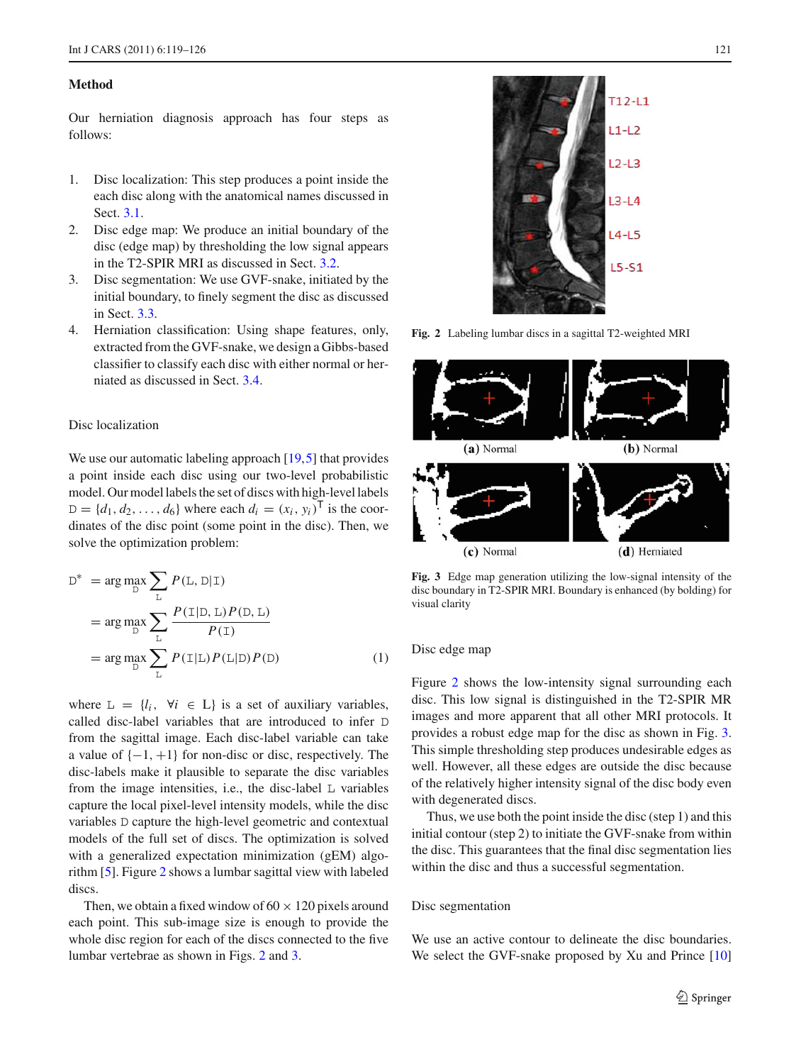## Method

Our herniation diagnosis approach has four steps as follows:

1. Disc localization: This step produces a point inside the each disc along with the anatomical names discussed in Sect. 3.1.
2. Disc edge map: We produce an initial boundary of the disc (edge map) by thresholding the low signal appears in the T2-SPIR MRI as discussed in Sect. 3.2.
3. Disc segmentation: We use GVF-snake, initiated by the initial boundary, to finely segment the disc as discussed in Sect. 3.3.
4. Herniation classification: Using shape features, only, extracted from the GVF-snake, we design a Gibbs-based classifier to classify each disc with either normal or herniated as discussed in Sect. 3.4.

### Disc localization

We use our automatic labeling approach [19,5] that provides a point inside each disc using our two-level probabilistic model. Our model labels the set of discs with high-level labels $\mathtt{D} = \{d_1, d_2, \ldots, d_6\}$ where each $d_i = (x_i, y_i)^\top$ is the coordinates of the disc point (some point in the disc). Then, we solve the optimization problem:

$$
\begin{aligned}
\mathtt{D}^* &= \arg\max_{\mathtt{D}} \sum_{\mathtt{L}} P(\mathtt{L}, \mathtt{D}|\mathtt{I}) \\
&= \arg\max_{\mathtt{D}} \sum_{\mathtt{L}} \frac{P(\mathtt{I}|\mathtt{D}, \mathtt{L})P(\mathtt{D}, \mathtt{L})}{P(\mathtt{I})} \\
&= \arg\max_{\mathtt{D}} \sum_{\mathtt{L}} P(\mathtt{I}|\mathtt{L})P(\mathtt{L}|\mathtt{D})P(\mathtt{D}) \qquad (1)
\end{aligned}
$$

where $\mathtt{L} = \{l_i, \ \forall i \in \mathtt{L}\}$ is a set of auxiliary variables, called disc-label variables that are introduced to infer $\mathtt{D}$ from the sagittal image. Each disc-label variable can take a value of $\{-1, +1\}$ for non-disc or disc, respectively. The disc-labels make it plausible to separate the disc variables from the image intensities, i.e., the disc-label $\mathtt{L}$ variables capture the local pixel-level intensity models, while the disc variables $\mathtt{D}$ capture the high-level geometric and contextual models of the full set of discs. The optimization is solved with a generalized expectation minimization (gEM) algorithm [5]. Figure 2 shows a lumbar sagittal view with labeled discs.

Then, we obtain a fixed window of $60 \times 120$ pixels around each point. This sub-image size is enough to provide the whole disc region for each of the discs connected to the five lumbar vertebrae as shown in Figs. 2 and 3.

Fig. 2 Labeling lumbar discs in a sagittal T2-weighted MRI

Fig. 3 Edge map generation utilizing the low-signal intensity of the disc boundary in T2-SPIR MRI. Boundary is enhanced (by bolding) for visual clarity

### Disc edge map

Figure 2 shows the low-intensity signal surrounding each disc. This low signal is distinguished in the T2-SPIR MR images and more apparent that all other MRI protocols. It provides a robust edge map for the disc as shown in Fig. 3. This simple thresholding step produces undesirable edges as well. However, all these edges are outside the disc because of the relatively higher intensity signal of the disc body even with degenerated discs.

Thus, we use both the point inside the disc (step 1) and this initial contour (step 2) to initiate the GVF-snake from within the disc. This guarantees that the final disc segmentation lies within the disc and thus a successful segmentation.

### Disc segmentation

We use an active contour to delineate the disc boundaries. We select the GVF-snake proposed by Xu and Prince [10]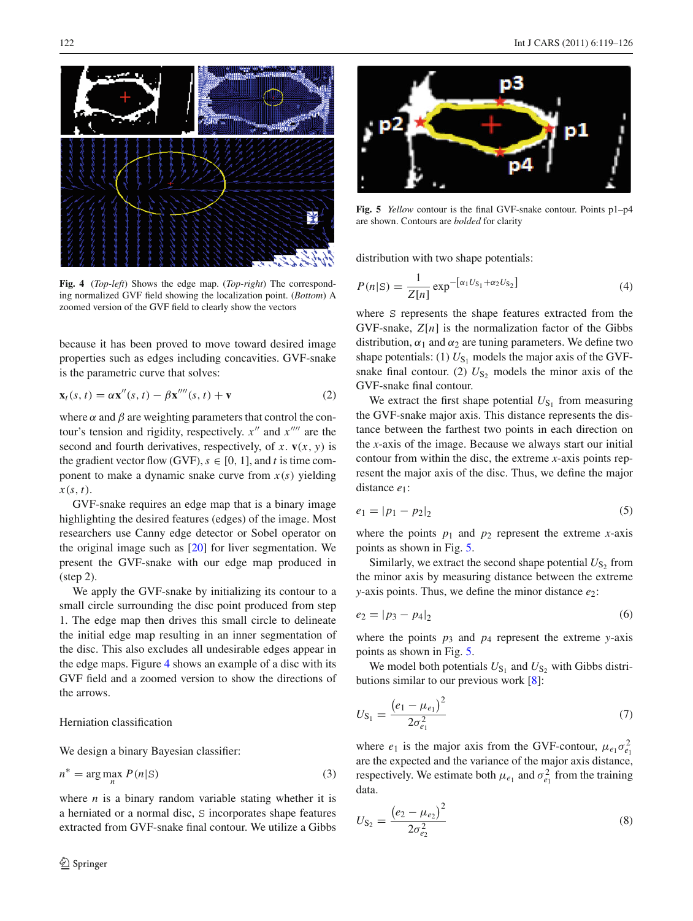Fig. 4 (*Top-left*) Shows the edge map. (*Top-right*) The corresponding normalized GVF field showing the localization point. (*Bottom*) A zoomed version of the GVF field to clearly show the vectors

because it has been proved to move toward desired image properties such as edges including concavities. GVF-snake is the parametric curve that solves:

$$\mathbf{x}_t(s,t) = \alpha \mathbf{x}''(s,t) - \beta \mathbf{x}''''(s,t) + \mathbf{v} \tag{2}$$

where $\alpha$ and $\beta$ are weighting parameters that control the contour's tension and rigidity, respectively. $x''$ and $x''''$ are the second and fourth derivatives, respectively, of $x$. $\mathbf{v}(x, y)$ is the gradient vector flow (GVF), $s \in [0, 1]$, and $t$ is time component to make a dynamic snake curve from $x(s)$ yielding $x(s, t)$.

GVF-snake requires an edge map that is a binary image highlighting the desired features (edges) of the image. Most researchers use Canny edge detector or Sobel operator on the original image such as [20] for liver segmentation. We present the GVF-snake with our edge map produced in (step 2).

We apply the GVF-snake by initializing its contour to a small circle surrounding the disc point produced from step 1. The edge map then drives this small circle to delineate the initial edge map resulting in an inner segmentation of the disc. This also excludes all undesirable edges appear in the edge maps. Figure 4 shows an example of a disc with its GVF field and a zoomed version to show the directions of the arrows.

Herniation classification

We design a binary Bayesian classifier:

$$n^* = \arg\max_n P(n|\mathbb{S}) \tag{3}$$

where $n$ is a binary random variable stating whether it is a herniated or a normal disc, $\mathbb{S}$ incorporates shape features extracted from GVF-snake final contour. We utilize a Gibbs distribution with two shape potentials:

Fig. 5 *Yellow* contour is the final GVF-snake contour. Points p1–p4 are shown. Contours are *bolded* for clarity

$$P(n|\mathbb{S}) = \frac{1}{Z[n]} \exp^{-[\alpha_1 U_{\mathbb{S}_1} + \alpha_2 U_{\mathbb{S}_2}]} \tag{4}$$

where $\mathbb{S}$ represents the shape features extracted from the GVF-snake, $Z[n]$ is the normalization factor of the Gibbs distribution, $\alpha_1$ and $\alpha_2$ are tuning parameters. We define two shape potentials: (1) $U_{\mathbb{S}_1}$ models the major axis of the GVF-snake final contour. (2) $U_{\mathbb{S}_2}$ models the minor axis of the GVF-snake final contour.

We extract the first shape potential $U_{\mathbb{S}_1}$ from measuring the GVF-snake major axis. This distance represents the distance between the farthest two points in each direction on the $x$-axis of the image. Because we always start our initial contour from within the disc, the extreme $x$-axis points represent the major axis of the disc. Thus, we define the major distance $e_1$:

$$e_1 = |p_1 - p_2|_2 \tag{5}$$

where the points $p_1$ and $p_2$ represent the extreme $x$-axis points as shown in Fig. 5.

Similarly, we extract the second shape potential $U_{\mathbb{S}_2}$ from the minor axis by measuring distance between the extreme $y$-axis points. Thus, we define the minor distance $e_2$:

$$e_2 = |p_3 - p_4|_2 \tag{6}$$

where the points $p_3$ and $p_4$ represent the extreme $y$-axis points as shown in Fig. 5.

We model both potentials $U_{\mathbb{S}_1}$ and $U_{\mathbb{S}_2}$ with Gibbs distributions similar to our previous work [8]:

$$U_{\mathbb{S}_1} = \frac{(e_1 - \mu_{e_1})^2}{2\sigma_{e_1}^2} \tag{7}$$

where $e_1$ is the major axis from the GVF-contour, $\mu_{e_1}\sigma_{e_1}^2$ are the expected and the variance of the major axis distance, respectively. We estimate both $\mu_{e_1}$ and $\sigma_{e_1}^2$ from the training data.

$$U_{\mathbb{S}_2} = \frac{(e_2 - \mu_{e_2})^2}{2\sigma_{e_2}^2} \tag{8}$$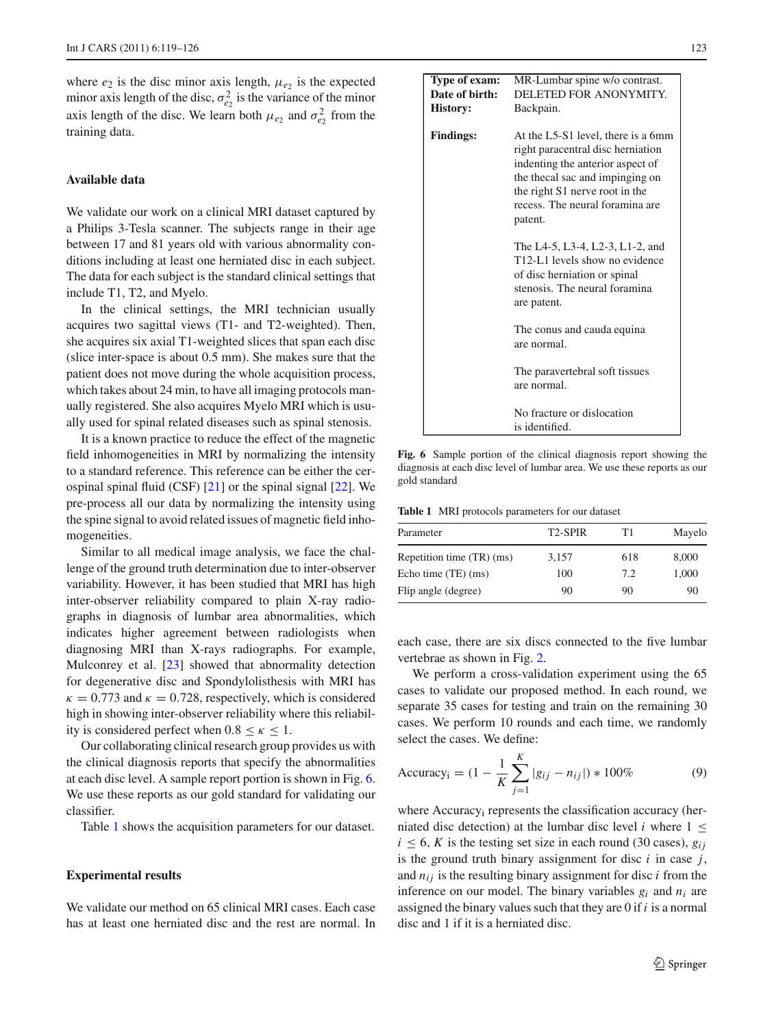where $e_2$ is the disc minor axis length, $\mu_{e_2}$ is the expected minor axis length of the disc, $\sigma^2_{e_2}$ is the variance of the minor axis length of the disc. We learn both $\mu_{e_2}$ and $\sigma^2_{e_2}$ from the training data.

### Available data

We validate our work on a clinical MRI dataset captured by a Philips 3-Tesla scanner. The subjects range in their age between 17 and 81 years old with various abnormality conditions including at least one herniated disc in each subject. The data for each subject is the standard clinical settings that include T1, T2, and Myelo.

In the clinical settings, the MRI technician usually acquires two sagittal views (T1- and T2-weighted). Then, she acquires six axial T1-weighted slices that span each disc (slice inter-space is about 0.5 mm). She makes sure that the patient does not move during the whole acquisition process, which takes about 24 min, to have all imaging protocols manually registered. She also acquires Myelo MRI which is usually used for spinal related diseases such as spinal stenosis.

It is a known practice to reduce the effect of the magnetic field inhomogeneities in MRI by normalizing the intensity to a standard reference. This reference can be either the cerospinal spinal fluid (CSF) [21] or the spinal signal [22]. We pre-process all our data by normalizing the intensity using the spine signal to avoid related issues of magnetic field inhomogeneities.

Similar to all medical image analysis, we face the challenge of the ground truth determination due to inter-observer variability. However, it has been studied that MRI has high inter-observer reliability compared to plain X-ray radiographs in diagnosis of lumbar area abnormalities, which indicates higher agreement between radiologists when diagnosing MRI than X-rays radiographs. For example, Mulconrey et al. [23] showed that abnormality detection for degenerative disc and Spondylolisthesis with MRI has $\kappa = 0.773$ and $\kappa = 0.728$, respectively, which is considered high in showing inter-observer reliability where this reliability is considered perfect when $0.8 \leq \kappa \leq 1$.

Our collaborating clinical research group provides us with the clinical diagnosis reports that specify the abnormalities at each disc level. A sample report portion is shown in Fig. 6. We use these reports as our gold standard for validating our classifier.

Table 1 shows the acquisition parameters for our dataset.

### Experimental results

We validate our method on 65 clinical MRI cases. Each case has at least one herniated disc and the rest are normal. In each case, there are six discs connected to the five lumbar vertebrae as shown in Fig. 2.

|  |  |
|---|---|
| **Type of exam:** | MR-Lumbar spine w/o contrast. |
| **Date of birth:** | DELETED FOR ANONYMITY. |
| **History:** | Backpain. |
| **Findings:** | At the L5-S1 level, there is a 6mm right paracentral disc herniation indenting the anterior aspect of the thecal sac and impinging on the right S1 nerve root in the recess. The neural foramina are patent. |
| | The L4-5, L3-4, L2-3, L1-2, and T12-L1 levels show no evidence of disc herniation or spinal stenosis. The neural foramina are patent. |
| | The conus and cauda equina are normal. |
| | The paravertebral soft tissues are normal. |
| | No fracture or dislocation is identified. |

**Fig. 6** Sample portion of the clinical diagnosis report showing the diagnosis at each disc level of lumbar area. We use these reports as our gold standard

**Table 1** MRI protocols parameters for our dataset

| Parameter | T2-SPIR | T1 | Mayelo |
|---|---|---|---|
| Repetition time (TR) (ms) | 3,157 | 618 | 8,000 |
| Echo time (TE) (ms) | 100 | 7.2 | 1,000 |
| Flip angle (degree) | 90 | 90 | 90 |

We perform a cross-validation experiment using the 65 cases to validate our proposed method. In each round, we separate 35 cases for testing and train on the remaining 30 cases. We perform 10 rounds and each time, we randomly select the cases. We define:

$$\text{Accuracy}_\text{i} = (1 - \frac{1}{K}\sum_{j=1}^{K}|g_{ij} - n_{ij}|) * 100\% \tag{9}$$

where $\text{Accuracy}_\text{i}$ represents the classification accuracy (herniated disc detection) at the lumbar disc level $i$ where $1 \leq i \leq 6$, $K$ is the testing set size in each round (30 cases), $g_{ij}$ is the ground truth binary assignment for disc $i$ in case $j$, and $n_{ij}$ is the resulting binary assignment for disc $i$ from the inference on our model. The binary variables $g_i$ and $n_i$ are assigned the binary values such that they are 0 if $i$ is a normal disc and 1 if it is a herniated disc.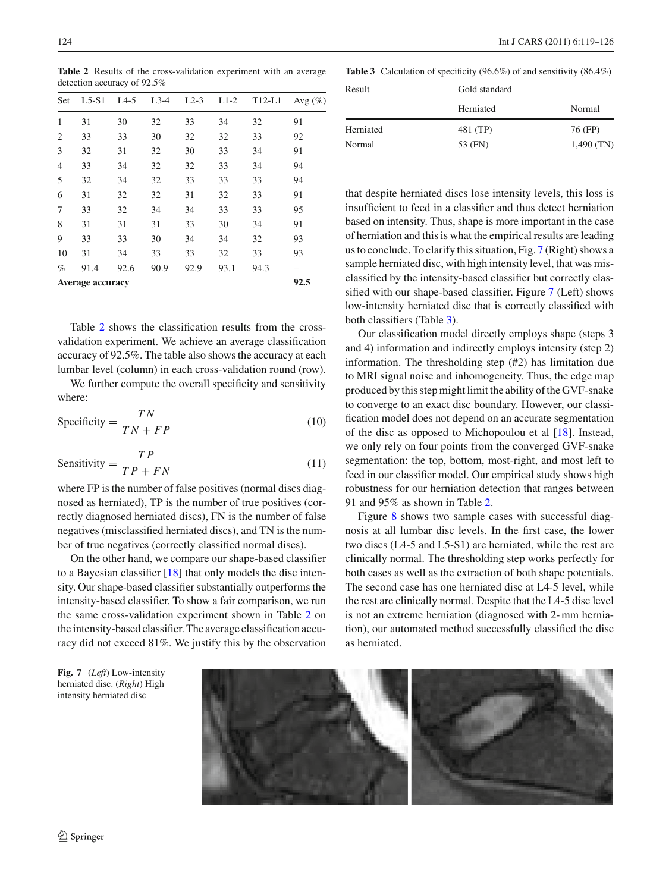**Table 2** Results of the cross-validation experiment with an average detection accuracy of 92.5%

| Set | L5-S1 | L4-5 | L3-4 | L2-3 | L1-2 | T12-L1 | Avg (%) |
|---|---|---|---|---|---|---|---|
| 1 | 31 | 30 | 32 | 33 | 34 | 32 | 91 |
| 2 | 33 | 33 | 30 | 32 | 32 | 33 | 92 |
| 3 | 32 | 31 | 32 | 30 | 33 | 34 | 91 |
| 4 | 33 | 34 | 32 | 32 | 33 | 34 | 94 |
| 5 | 32 | 34 | 32 | 33 | 33 | 33 | 94 |
| 6 | 31 | 32 | 32 | 31 | 32 | 33 | 91 |
| 7 | 33 | 32 | 34 | 34 | 33 | 33 | 95 |
| 8 | 31 | 31 | 31 | 33 | 30 | 34 | 91 |
| 9 | 33 | 33 | 30 | 34 | 34 | 32 | 93 |
| 10 | 31 | 34 | 33 | 33 | 32 | 33 | 93 |
| % | 91.4 | 92.6 | 90.9 | 92.9 | 93.1 | 94.3 | – |
| **Average accuracy** | | | | | | | **92.5** |

Table 2 shows the classification results from the cross-validation experiment. We achieve an average classification accuracy of 92.5%. The table also shows the accuracy at each lumbar level (column) in each cross-validation round (row).

We further compute the overall specificity and sensitivity where:

$$\text{Specificity} = \frac{TN}{TN + FP} \tag{10}$$

$$\text{Sensitivity} = \frac{TP}{TP + FN} \tag{11}$$

where FP is the number of false positives (normal discs diagnosed as herniated), TP is the number of true positives (correctly diagnosed herniated discs), FN is the number of false negatives (misclassified herniated discs), and TN is the number of true negatives (correctly classified normal discs).

On the other hand, we compare our shape-based classifier to a Bayesian classifier [18] that only models the disc intensity. Our shape-based classifier substantially outperforms the intensity-based classifier. To show a fair comparison, we run the same cross-validation experiment shown in Table 2 on the intensity-based classifier. The average classification accuracy did not exceed 81%. We justify this by the observation that despite herniated discs lose intensity levels, this loss is insufficient to feed in a classifier and thus detect herniation based on intensity. Thus, shape is more important in the case of herniation and this is what the empirical results are leading us to conclude. To clarify this situation, Fig. 7 (Right) shows a sample herniated disc, with high intensity level, that was misclassified by the intensity-based classifier but correctly classified with our shape-based classifier. Figure 7 (Left) shows low-intensity herniated disc that is correctly classified with both classifiers (Table 3).

**Table 3** Calculation of specificity (96.6%) of and sensitivity (86.4%)

| Result | Gold standard | |
|---|---|---|
| | Herniated | Normal |
| Herniated | 481 (TP) | 76 (FP) |
| Normal | 53 (FN) | 1,490 (TN) |

Our classification model directly employs shape (steps 3 and 4) information and indirectly employs intensity (step 2) information. The thresholding step (#2) has limitation due to MRI signal noise and inhomogeneity. Thus, the edge map produced by this step might limit the ability of the GVF-snake to converge to an exact disc boundary. However, our classification model does not depend on an accurate segmentation of the disc as opposed to Michopoulou et al [18]. Instead, we only rely on four points from the converged GVF-snake segmentation: the top, bottom, most-right, and most left to feed in our classifier model. Our empirical study shows high robustness for our herniation detection that ranges between 91 and 95% as shown in Table 2.

Figure 8 shows two sample cases with successful diagnosis at all lumbar disc levels. In the first case, the lower two discs (L4-5 and L5-S1) are herniated, while the rest are clinically normal. The thresholding step works perfectly for both cases as well as the extraction of both shape potentials. The second case has one herniated disc at L4-5 level, while the rest are clinically normal. Despite that the L4-5 disc level is not an extreme herniation (diagnosed with 2- mm herniation), our automated method successfully classified the disc as herniated.

**Fig. 7** (*Left*) Low-intensity herniated disc. (*Right*) High intensity herniated disc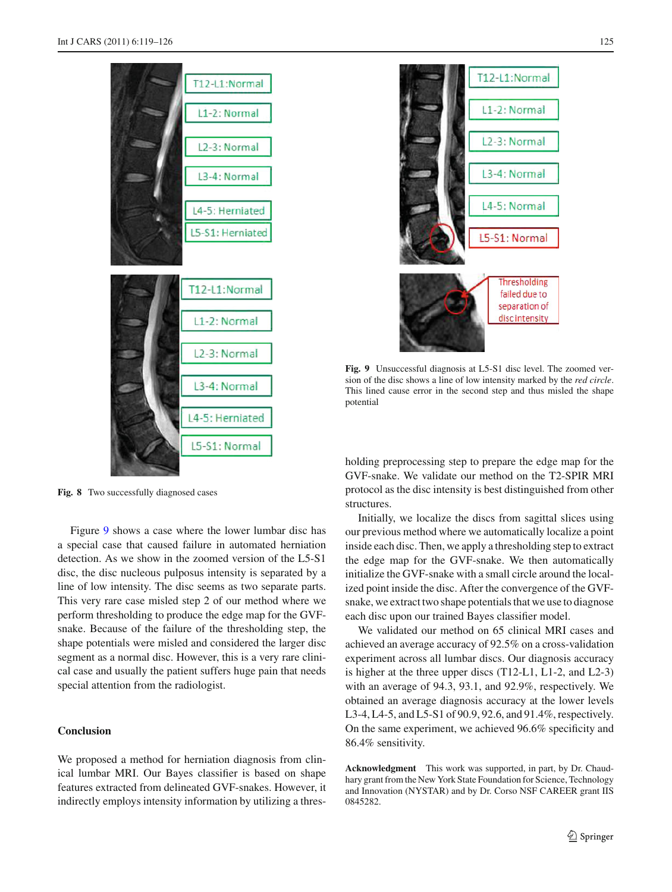Fig. 8 Two successfully diagnosed cases

Fig. 9 Unsuccessful diagnosis at L5-S1 disc level. The zoomed version of the disc shows a line of low intensity marked by the *red circle*. This lined cause error in the second step and thus misled the shape potential

Figure 9 shows a case where the lower lumbar disc has a special case that caused failure in automated herniation detection. As we show in the zoomed version of the L5-S1 disc, the disc nucleous pulposus intensity is separated by a line of low intensity. The disc seems as two separate parts. This very rare case misled step 2 of our method where we perform thresholding to produce the edge map for the GVF-snake. Because of the failure of the thresholding step, the shape potentials were misled and considered the larger disc segment as a normal disc. However, this is a very rare clinical case and usually the patient suffers huge pain that needs special attention from the radiologist.

## Conclusion

We proposed a method for herniation diagnosis from clinical lumbar MRI. Our Bayes classifier is based on shape features extracted from delineated GVF-snakes. However, it indirectly employs intensity information by utilizing a thresholding preprocessing step to prepare the edge map for the GVF-snake. We validate our method on the T2-SPIR MRI protocol as the disc intensity is best distinguished from other structures.

Initially, we localize the discs from sagittal slices using our previous method where we automatically localize a point inside each disc. Then, we apply a thresholding step to extract the edge map for the GVF-snake. We then automatically initialize the GVF-snake with a small circle around the localized point inside the disc. After the convergence of the GVF-snake, we extract two shape potentials that we use to diagnose each disc upon our trained Bayes classifier model.

We validated our method on 65 clinical MRI cases and achieved an average accuracy of 92.5% on a cross-validation experiment across all lumbar discs. Our diagnosis accuracy is higher at the three upper discs (T12-L1, L1-2, and L2-3) with an average of 94.3, 93.1, and 92.9%, respectively. We obtained an average diagnosis accuracy at the lower levels L3-4, L4-5, and L5-S1 of 90.9, 92.6, and 91.4%, respectively. On the same experiment, we achieved 96.6% specificity and 86.4% sensitivity.

**Acknowledgment** This work was supported, in part, by Dr. Chaudhary grant from the New York State Foundation for Science, Technology and Innovation (NYSTAR) and by Dr. Corso NSF CAREER grant IIS 0845282.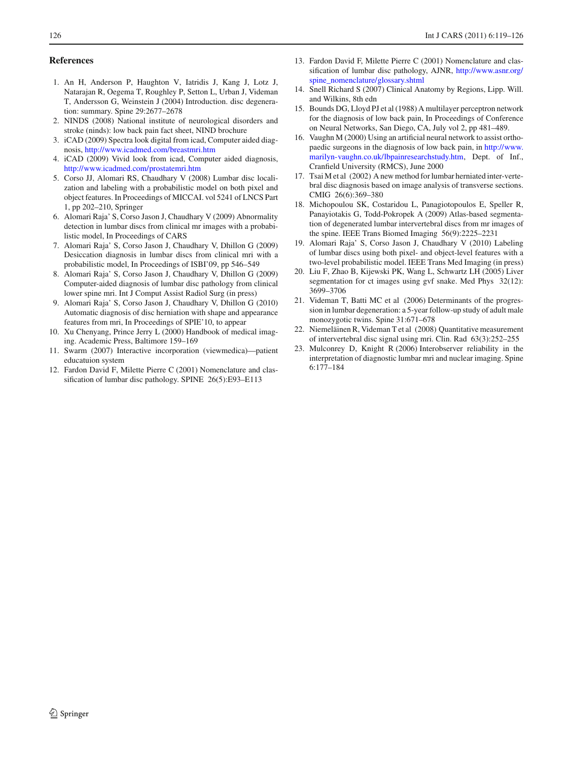## References

1. An H, Anderson P, Haughton V, Iatridis J, Kang J, Lotz J, Natarajan R, Oegema T, Roughley P, Setton L, Urban J, Videman T, Andersson G, Weinstein J (2004) Introduction. disc degeneration: summary. Spine 29:2677–2678
2. NINDS (2008) National institute of neurological disorders and stroke (ninds): low back pain fact sheet, NIND brochure
3. iCAD (2009) Spectra look digital from icad, Computer aided diagnosis, http://www.icadmed.com/breastmri.htm
4. iCAD (2009) Vivid look from icad, Computer aided diagnosis, http://www.icadmed.com/prostatemri.htm
5. Corso JJ, Alomari RS, Chaudhary V (2008) Lumbar disc localization and labeling with a probabilistic model on both pixel and object features. In Proceedings of MICCAI. vol 5241 of LNCS Part 1, pp 202–210, Springer
6. Alomari Raja' S, Corso Jason J, Chaudhary V (2009) Abnormality detection in lumbar discs from clinical mr images with a probabilistic model, In Proceedings of CARS
7. Alomari Raja' S, Corso Jason J, Chaudhary V, Dhillon G (2009) Desiccation diagnosis in lumbar discs from clinical mri with a probabilistic model, In Proceedings of ISBI'09, pp 546–549
8. Alomari Raja' S, Corso Jason J, Chaudhary V, Dhillon G (2009) Computer-aided diagnosis of lumbar disc pathology from clinical lower spine mri. Int J Comput Assist Radiol Surg (in press)
9. Alomari Raja' S, Corso Jason J, Chaudhary V, Dhillon G (2010) Automatic diagnosis of disc herniation with shape and appearance features from mri, In Proceedings of SPIE'10, to appear
10. Xu Chenyang, Prince Jerry L (2000) Handbook of medical imaging. Academic Press, Baltimore 159–169
11. Swarm (2007) Interactive incorporation (viewmedica)—patient educatuion system
12. Fardon David F, Milette Pierre C (2001) Nomenclature and classification of lumbar disc pathology. SPINE 26(5):E93–E113
13. Fardon David F, Milette Pierre C (2001) Nomenclature and classification of lumbar disc pathology, AJNR, http://www.asnr.org/spine_nomenclature/glossary.shtml
14. Snell Richard S (2007) Clinical Anatomy by Regions, Lipp. Will. and Wilkins, 8th edn
15. Bounds DG, Lloyd PJ et al (1988) A multilayer perceptron network for the diagnosis of low back pain, In Proceedings of Conference on Neural Networks, San Diego, CA, July vol 2, pp 481–489.
16. Vaughn M (2000) Using an artificial neural network to assist orthopaedic surgeons in the diagnosis of low back pain, in http://www.marilyn-vaughn.co.uk/lbpainresearchstudy.htm, Dept. of Inf., Cranfield University (RMCS), June 2000
17. Tsai M et al (2002) A new method for lumbar herniated inter-vertebral disc diagnosis based on image analysis of transverse sections. CMIG 26(6):369–380
18. Michopoulou SK, Costaridou L, Panagiotopoulos E, Speller R, Panayiotakis G, Todd-Pokropek A (2009) Atlas-based segmentation of degenerated lumbar intervertebral discs from mr images of the spine. IEEE Trans Biomed Imaging 56(9):2225–2231
19. Alomari Raja' S, Corso Jason J, Chaudhary V (2010) Labeling of lumbar discs using both pixel- and object-level features with a two-level probabilistic model. IEEE Trans Med Imaging (in press)
20. Liu F, Zhao B, Kijewski PK, Wang L, Schwartz LH (2005) Liver segmentation for ct images using gvf snake. Med Phys 32(12): 3699–3706
21. Videman T, Batti MC et al (2006) Determinants of the progression in lumbar degeneration: a 5-year follow-up study of adult male monozygotic twins. Spine 31:671–678
22. Niemeläinen R, Videman T et al (2008) Quantitative measurement of intervertebral disc signal using mri. Clin. Rad 63(3):252–255
23. Mulconrey D, Knight R (2006) Interobserver reliability in the interpretation of diagnostic lumbar mri and nuclear imaging. Spine 6:177–184